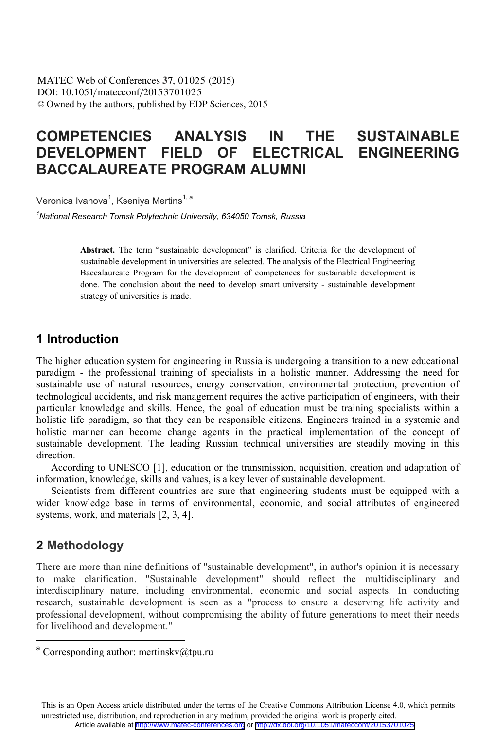# COMPETENCIES ANALYSIS IN THE SUSTAINABLE DEVELOPMENT FIELD OF ELECTRICAL ENGINEERING BACCALAUREATE PROGRAM ALUMNI

Veronica Ivanova[1], Kseniya Mertins[1, a]

[1]*National Research Tomsk Polytechnic University, 634050 Tomsk, Russia*

**Abstract.** The term "sustainable development" is clarified. Criteria for the development of sustainable development in universities are selected. The analysis of the Electrical Engineering Baccalaureate Program for the development of competences for sustainable development is done. The conclusion about the need to develop smart university - sustainable development strategy of universities is made.

## 1 Introduction

The higher education system for engineering in Russia is undergoing a transition to a new educational paradigm - the professional training of specialists in a holistic manner. Addressing the need for sustainable use of natural resources, energy conservation, environmental protection, prevention of technological accidents, and risk management requires the active participation of engineers, with their particular knowledge and skills. Hence, the goal of education must be training specialists within a holistic life paradigm, so that they can be responsible citizens. Engineers trained in a systemic and holistic manner can become change agents in the practical implementation of the concept of sustainable development. The leading Russian technical universities are steadily moving in this direction.

According to UNESCO [1], education or the transmission, acquisition, creation and adaptation of information, knowledge, skills and values, is a key lever of sustainable development.

Scientists from different countries are sure that engineering students must be equipped with a wider knowledge base in terms of environmental, economic, and social attributes of engineered systems, work, and materials [2, 3, 4].

## 2 Methodology

There are more than nine definitions of "sustainable development", in author's opinion it is necessary to make clarification. "Sustainable development" should reflect the multidisciplinary and interdisciplinary nature, including environmental, economic and social aspects. In conducting research, sustainable development is seen as a "process to ensure a deserving life activity and professional development, without compromising the ability of future generations to meet their needs for livelihood and development."

[a] Corresponding author: mertinskv@tpu.ru

This is an Open Access article distributed under the terms of the Creative Commons Attribution License 4.0, which permits unrestricted use, distribution, and reproduction in any medium, provided the original work is properly cited.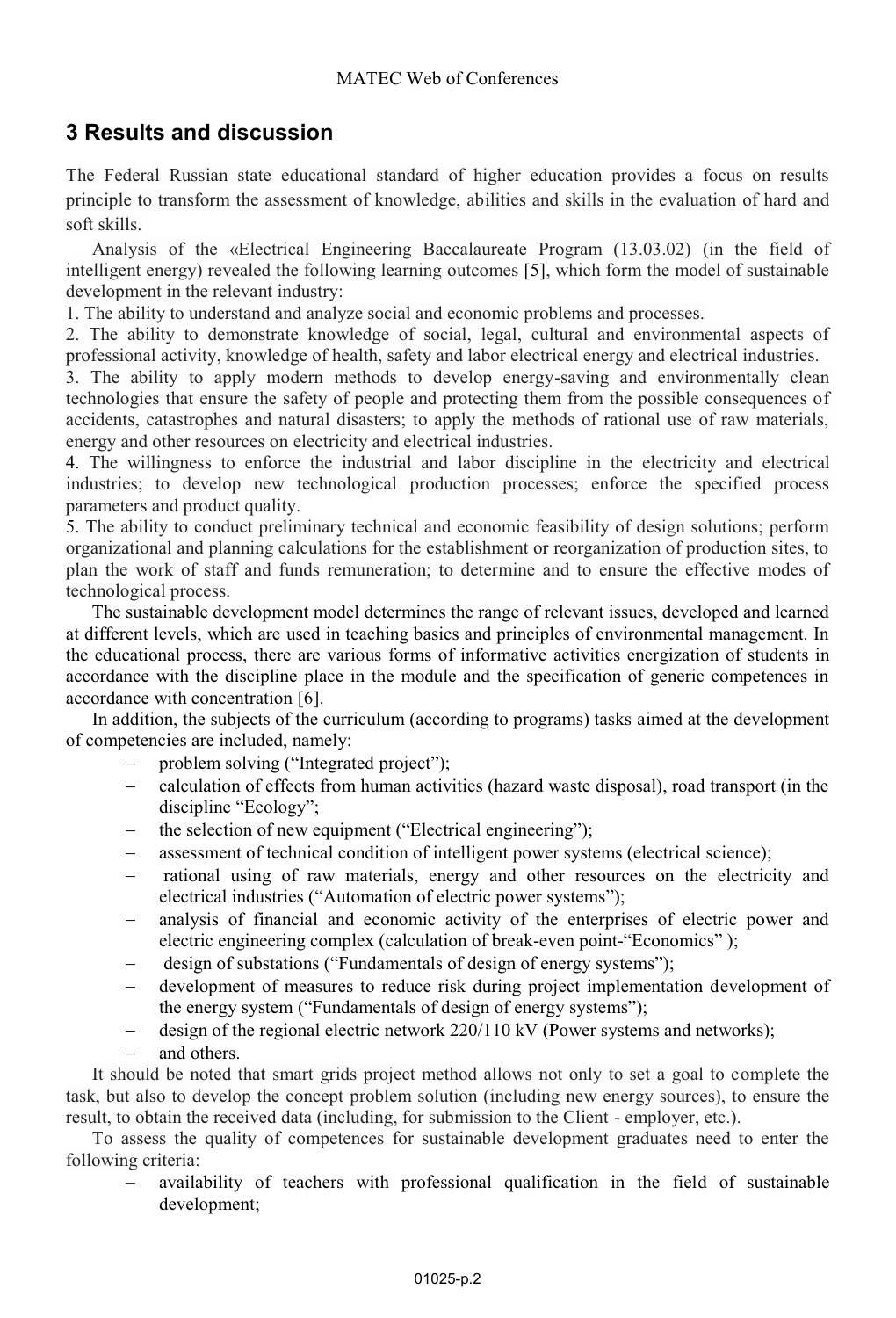## 3 Results and discussion

The Federal Russian state educational standard of higher education provides a focus on results principle to transform the assessment of knowledge, abilities and skills in the evaluation of hard and soft skills.

Analysis of the «Electrical Engineering Baccalaureate Program (13.03.02) (in the field of intelligent energy) revealed the following learning outcomes [5], which form the model of sustainable development in the relevant industry:

1. The ability to understand and analyze social and economic problems and processes.
2. The ability to demonstrate knowledge of social, legal, cultural and environmental aspects of professional activity, knowledge of health, safety and labor electrical energy and electrical industries.
3. The ability to apply modern methods to develop energy-saving and environmentally clean technologies that ensure the safety of people and protecting them from the possible consequences of accidents, catastrophes and natural disasters; to apply the methods of rational use of raw materials, energy and other resources on electricity and electrical industries.
4. The willingness to enforce the industrial and labor discipline in the electricity and electrical industries; to develop new technological production processes; enforce the specified process parameters and product quality.
5. The ability to conduct preliminary technical and economic feasibility of design solutions; perform organizational and planning calculations for the establishment or reorganization of production sites, to plan the work of staff and funds remuneration; to determine and to ensure the effective modes of technological process.

The sustainable development model determines the range of relevant issues, developed and learned at different levels, which are used in teaching basics and principles of environmental management. In the educational process, there are various forms of informative activities energization of students in accordance with the discipline place in the module and the specification of generic competences in accordance with concentration [6].

In addition, the subjects of the curriculum (according to programs) tasks aimed at the development of competencies are included, namely:

- problem solving ("Integrated project");
- calculation of effects from human activities (hazard waste disposal), road transport (in the discipline "Ecology";
- the selection of new equipment ("Electrical engineering");
- assessment of technical condition of intelligent power systems (electrical science);
- rational using of raw materials, energy and other resources on the electricity and electrical industries ("Automation of electric power systems");
- analysis of financial and economic activity of the enterprises of electric power and electric engineering complex (calculation of break-even point-"Economics" );
- design of substations ("Fundamentals of design of energy systems");
- development of measures to reduce risk during project implementation development of the energy system ("Fundamentals of design of energy systems");
- design of the regional electric network 220/110 kV (Power systems and networks);
- and others.

It should be noted that smart grids project method allows not only to set a goal to complete the task, but also to develop the concept problem solution (including new energy sources), to ensure the result, to obtain the received data (including, for submission to the Client - employer, etc.).

To assess the quality of competences for sustainable development graduates need to enter the following criteria:

- availability of teachers with professional qualification in the field of sustainable development;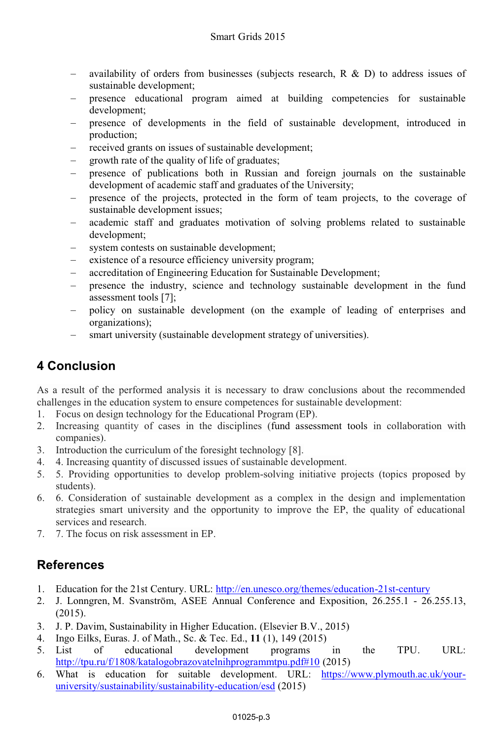- availability of orders from businesses (subjects research, R & D) to address issues of sustainable development;
- presence educational program aimed at building competencies for sustainable development;
- presence of developments in the field of sustainable development, introduced in production;
- received grants on issues of sustainable development;
- growth rate of the quality of life of graduates;
- presence of publications both in Russian and foreign journals on the sustainable development of academic staff and graduates of the University;
- presence of the projects, protected in the form of team projects, to the coverage of sustainable development issues;
- academic staff and graduates motivation of solving problems related to sustainable development;
- system contests on sustainable development;
- existence of a resource efficiency university program;
- accreditation of Engineering Education for Sustainable Development;
- presence the industry, science and technology sustainable development in the fund assessment tools [7];
- policy on sustainable development (on the example of leading of enterprises and organizations);
- smart university (sustainable development strategy of universities).

## 4 Conclusion

As a result of the performed analysis it is necessary to draw conclusions about the recommended challenges in the education system to ensure competences for sustainable development:

1. Focus on design technology for the Educational Program (EP).
2. Increasing quantity of cases in the disciplines (fund assessment tools in collaboration with companies).
3. Introduction the curriculum of the foresight technology [8].
4. 4. Increasing quantity of discussed issues of sustainable development.
5. 5. Providing opportunities to develop problem-solving initiative projects (topics proposed by students).
6. 6. Consideration of sustainable development as a complex in the design and implementation strategies smart university and the opportunity to improve the EP, the quality of educational services and research.
7. 7. The focus on risk assessment in EP.

## References

1. Education for the 21st Century. URL: http://en.unesco.org/themes/education-21st-century
2. J. Lonngren, M. Svanström, ASEE Annual Conference and Exposition, 26.255.1 - 26.255.13, (2015).
3. J. P. Davim, Sustainability in Higher Education. (Elsevier B.V., 2015)
4. Ingo Eilks, Euras. J. of Math., Sc. & Tec. Ed., **11** (1), 149 (2015)
5. List of educational development programs in the TPU. URL: http://tpu.ru/f/1808/katalogobrazovatelnihprogrammtpu.pdf#10 (2015)
6. What is education for suitable development. URL: https://www.plymouth.ac.uk/your-university/sustainability/sustainability-education/esd (2015)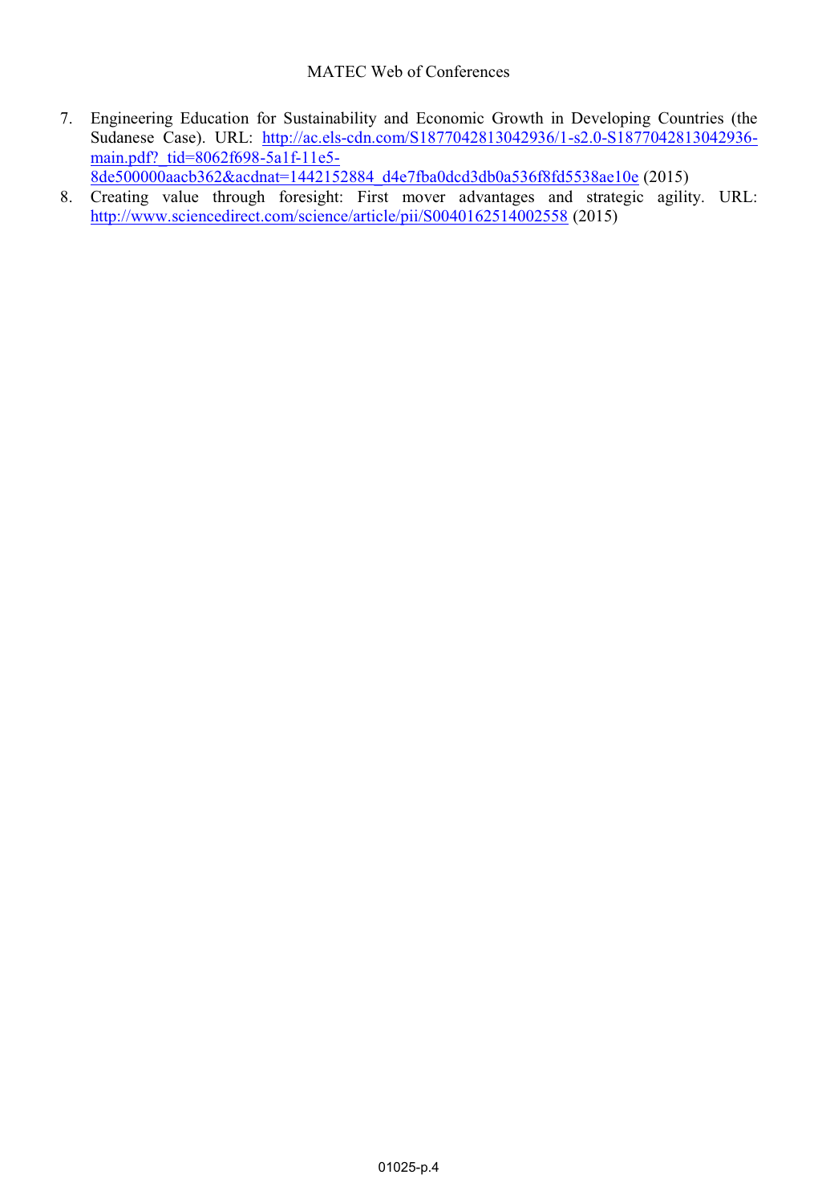7. Engineering Education for Sustainability and Economic Growth in Developing Countries (the Sudanese Case). URL: http://ac.els-cdn.com/S1877042813042936/1-s2.0-S1877042813042936-main.pdf?_tid=8062f698-5a1f-11e5-8de500000aacb362&acdnat=1442152884_d4e7fba0dcd3db0a536f8fd5538ae10e (2015)
8. Creating value through foresight: First mover advantages and strategic agility. URL: http://www.sciencedirect.com/science/article/pii/S0040162514002558 (2015)